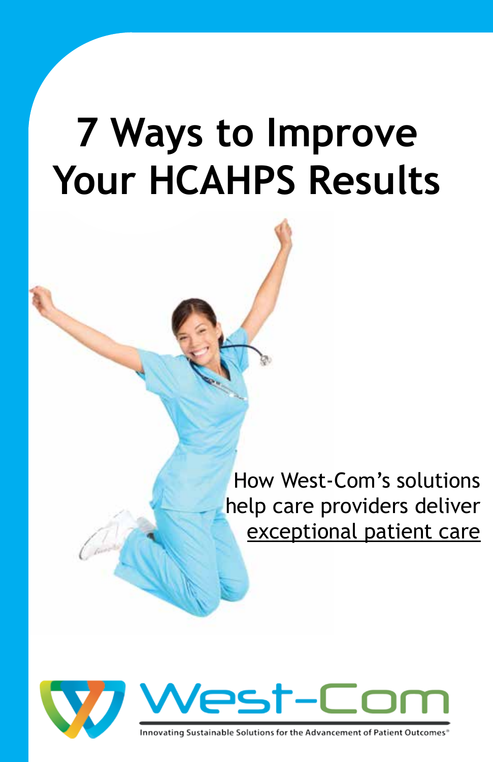# 7 Ways to Improve Your HCAHPS Results

How West-Com's solutions help care providers deliver exceptional patient care

West-Com

Innovating Sustainable Solutions for the Advancement of Patient Outcomes®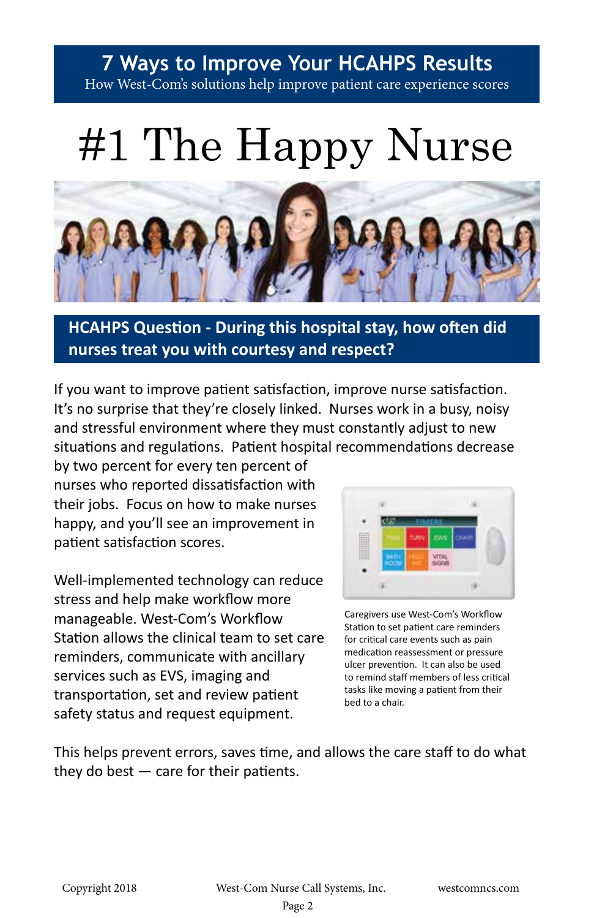**7 Ways to Improve Your HCAHPS Results**

How West-Com's solutions help improve patient care experience scores

# #1 The Happy Nurse

**HCAHPS Question - During this hospital stay, how often did nurses treat you with courtesy and respect?**

If you want to improve patient satisfaction, improve nurse satisfaction. It's no surprise that they're closely linked. Nurses work in a busy, noisy and stressful environment where they must constantly adjust to new situations and regulations. Patient hospital recommendations decrease by two percent for every ten percent of nurses who reported dissatisfaction with their jobs. Focus on how to make nurses happy, and you'll see an improvement in patient satisfaction scores.

Well-implemented technology can reduce stress and help make workflow more manageable. West-Com's Workflow Station allows the clinical team to set care reminders, communicate with ancillary services such as EVS, imaging and transportation, set and review patient safety status and request equipment.

Caregivers use West-Com's Workflow Station to set patient care reminders for critical care events such as pain medication reassessment or pressure ulcer prevention. It can also be used to remind staff members of less critical tasks like moving a patient from their bed to a chair.

This helps prevent errors, saves time, and allows the care staff to do what they do best — care for their patients.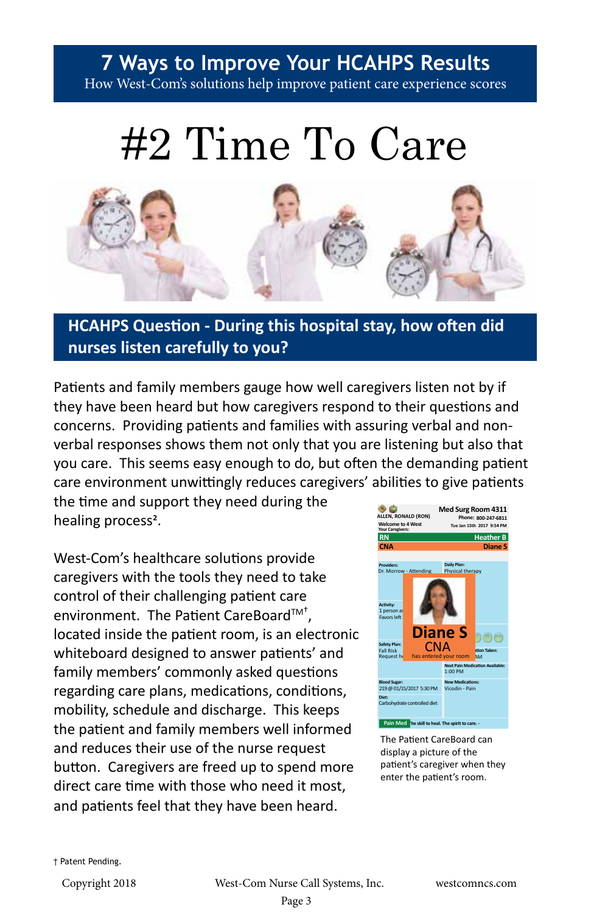# 7 Ways to Improve Your HCAHPS Results

How West-Com's solutions help improve patient care experience scores

# #2 Time To Care

## HCAHPS Question - During this hospital stay, how often did nurses listen carefully to you?

Patients and family members gauge how well caregivers listen not by if they have been heard but how caregivers respond to their questions and concerns. Providing patients and families with assuring verbal and non-verbal responses shows them not only that you are listening but also that you care. This seems easy enough to do, but often the demanding patient care environment unwittingly reduces caregivers' abilities to give patients the time and support they need during the healing process².

West-Com's healthcare solutions provide caregivers with the tools they need to take control of their challenging patient care environment. The Patient CareBoard™†, located inside the patient room, is an electronic whiteboard designed to answer patients' and family members' commonly asked questions regarding care plans, medications, conditions, mobility, schedule and discharge. This keeps the patient and family members well informed and reduces their use of the nurse request button. Caregivers are freed up to spend more direct care time with those who need it most, and patients feel that they have been heard.

The Patient CareBoard can display a picture of the patient's caregiver when they enter the patient's room.

† Patent Pending.

Copyright 2018 West-Com Nurse Call Systems, Inc. westcomncs.com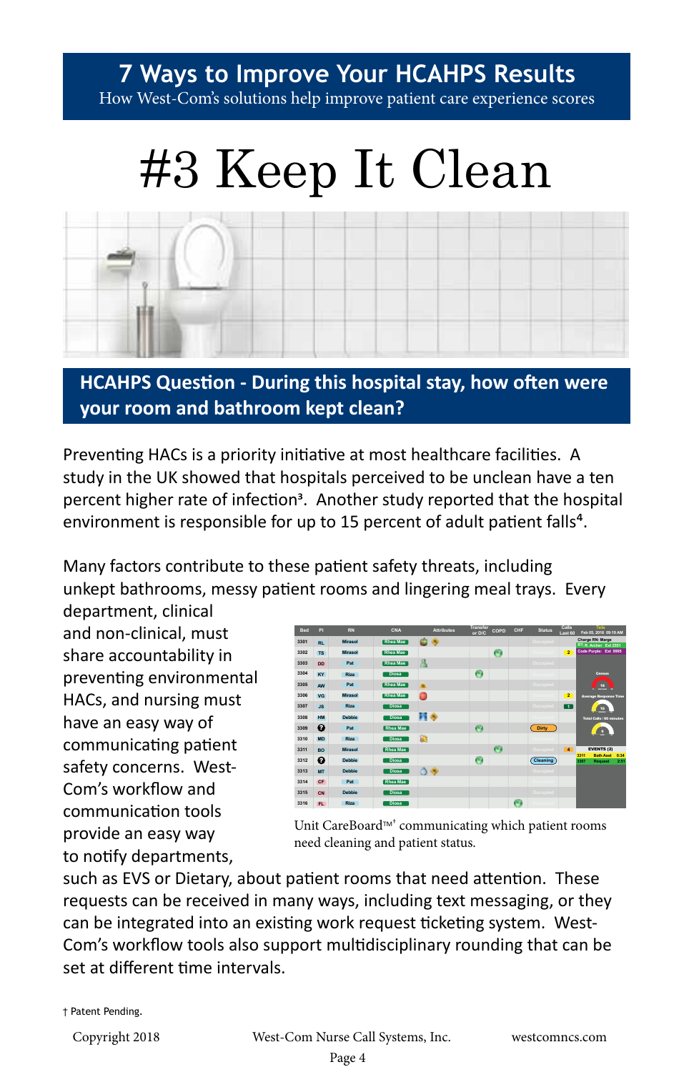# 7 Ways to Improve Your HCAHPS Results

How West-Com's solutions help improve patient care experience scores

# #3 Keep It Clean

## HCAHPS Question - During this hospital stay, how often were your room and bathroom kept clean?

Preventing HACs is a priority initiative at most healthcare facilities. A study in the UK showed that hospitals perceived to be unclean have a ten percent higher rate of infection[3]. Another study reported that the hospital environment is responsible for up to 15 percent of adult patient falls[4].

Many factors contribute to these patient safety threats, including unkept bathrooms, messy patient rooms and lingering meal trays. Every department, clinical and non-clinical, must share accountability in preventing environmental HACs, and nursing must have an easy way of communicating patient safety concerns. West-Com's workflow and communication tools provide an easy way to notify departments, such as EVS or Dietary, about patient rooms that need attention. These requests can be received in many ways, including text messaging, or they can be integrated into an existing work request ticketing system. West-Com's workflow tools also support multidisciplinary rounding that can be set at different time intervals.

Unit CareBoard™† communicating which patient rooms need cleaning and patient status.

† Patent Pending.

Copyright 2018 West-Com Nurse Call Systems, Inc. westcomncs.com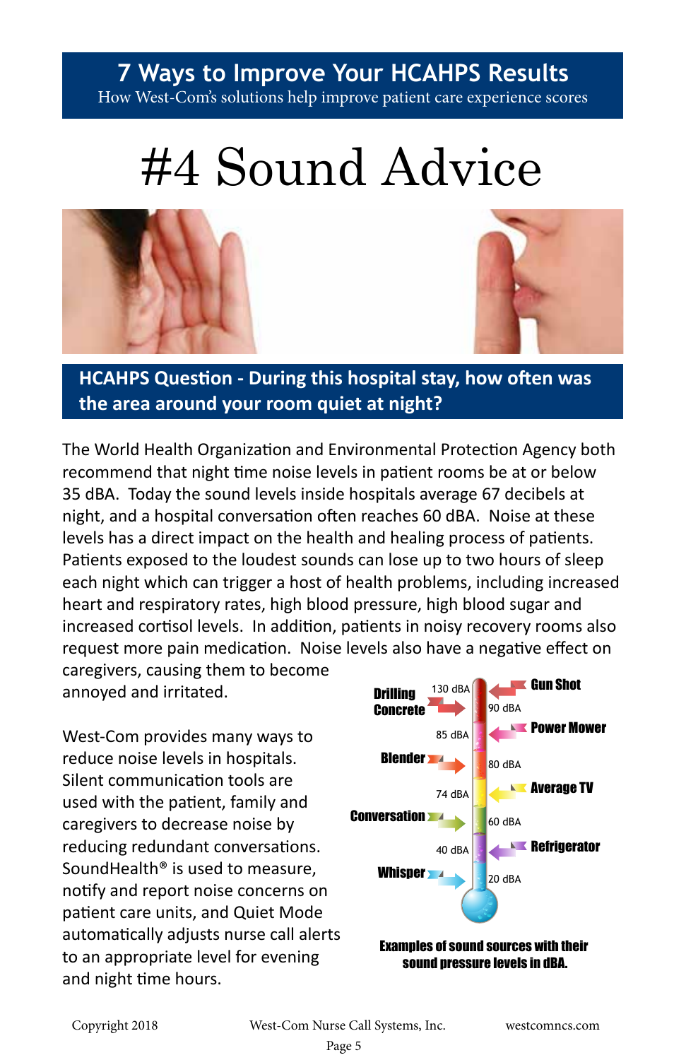## 7 Ways to Improve Your HCAHPS Results

How West-Com's solutions help improve patient care experience scores

# #4 Sound Advice

**HCAHPS Question - During this hospital stay, how often was the area around your room quiet at night?**

The World Health Organization and Environmental Protection Agency both recommend that night time noise levels in patient rooms be at or below 35 dBA. Today the sound levels inside hospitals average 67 decibels at night, and a hospital conversation often reaches 60 dBA. Noise at these levels has a direct impact on the health and healing process of patients. Patients exposed to the loudest sounds can lose up to two hours of sleep each night which can trigger a host of health problems, including increased heart and respiratory rates, high blood pressure, high blood sugar and increased cortisol levels. In addition, patients in noisy recovery rooms also request more pain medication. Noise levels also have a negative effect on caregivers, causing them to become annoyed and irritated.

West-Com provides many ways to reduce noise levels in hospitals. Silent communication tools are used with the patient, family and caregivers to decrease noise by reducing redundant conversations. SoundHealth® is used to measure, notify and report noise concerns on patient care units, and Quiet Mode automatically adjusts nurse call alerts to an appropriate level for evening and night time hours.

| Sound source | Level |
|---|---|
| Gun Shot | 130 dBA |
| Drilling Concrete | 90 dBA |
| Power Mower | 85 dBA |
| Blender | 80 dBA |
| Average TV | 74 dBA |
| Conversation | 60 dBA |
| Refrigerator | 40 dBA |
| Whisper | 20 dBA |

**Examples of sound sources with their sound pressure levels in dBA.**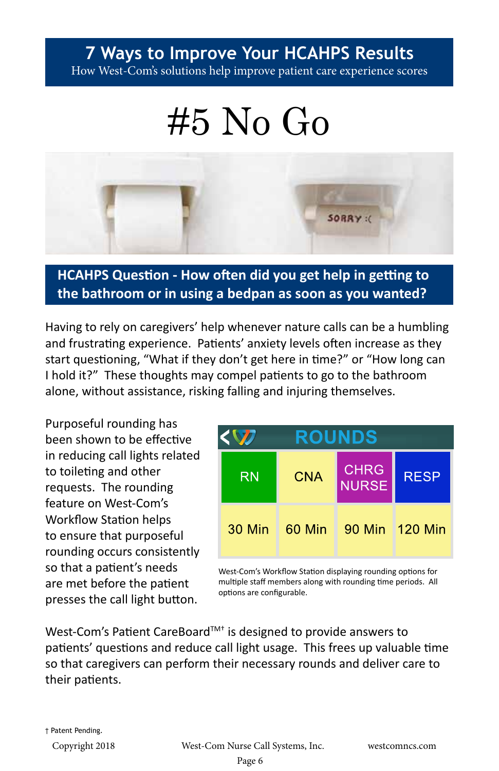# 7 Ways to Improve Your HCAHPS Results

How West-Com's solutions help improve patient care experience scores

# #5 No Go

## HCAHPS Question - How often did you get help in getting to the bathroom or in using a bedpan as soon as you wanted?

Having to rely on caregivers' help whenever nature calls can be a humbling and frustrating experience. Patients' anxiety levels often increase as they start questioning, "What if they don't get here in time?" or "How long can I hold it?" These thoughts may compel patients to go to the bathroom alone, without assistance, risking falling and injuring themselves.

Purposeful rounding has been shown to be effective in reducing call lights related to toileting and other requests. The rounding feature on West-Com's Workflow Station helps to ensure that purposeful rounding occurs consistently so that a patient's needs are met before the patient presses the call light button.

| RN | CNA | CHRG NURSE | RESP |
|---|---|---|---|
| 30 Min | 60 Min | 90 Min | 120 Min |

West-Com's Workflow Station displaying rounding options for multiple staff members along with rounding time periods. All options are configurable.

West-Com's Patient CareBoard™† is designed to provide answers to patients' questions and reduce call light usage. This frees up valuable time so that caregivers can perform their necessary rounds and deliver care to their patients.

† Patent Pending.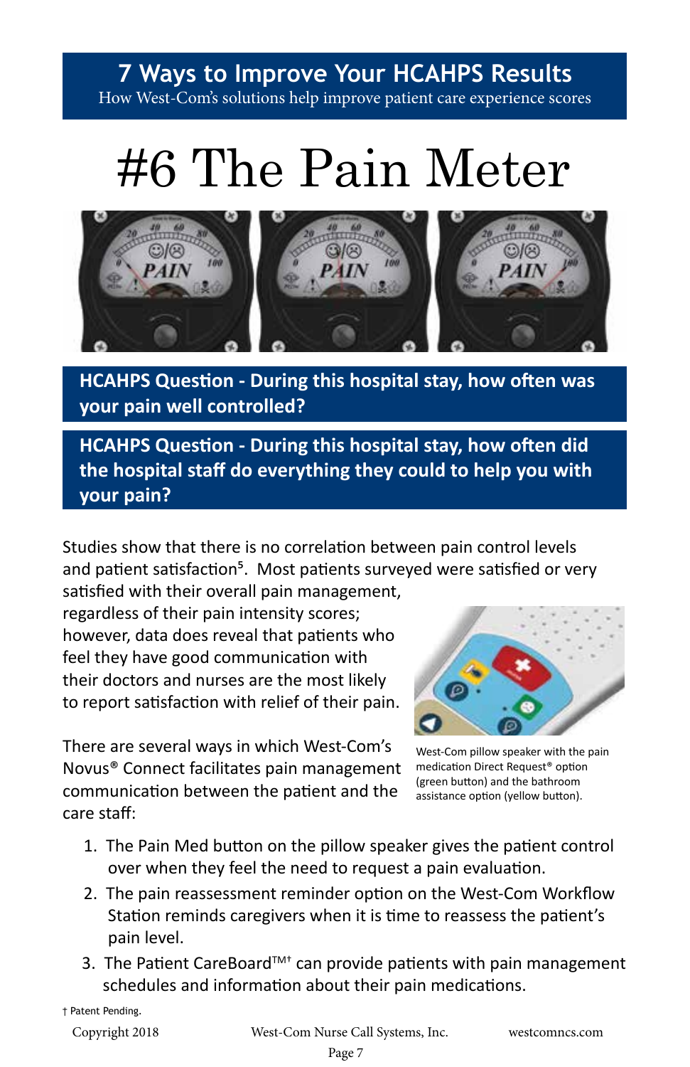## 7 Ways to Improve Your HCAHPS Results

How West-Com's solutions help improve patient care experience scores

# #6 The Pain Meter

**HCAHPS Question - During this hospital stay, how often was your pain well controlled?**

**HCAHPS Question - During this hospital stay, how often did the hospital staff do everything they could to help you with your pain?**

Studies show that there is no correlation between pain control levels and patient satisfaction[5]. Most patients surveyed were satisfied or very satisfied with their overall pain management, regardless of their pain intensity scores; however, data does reveal that patients who feel they have good communication with their doctors and nurses are the most likely to report satisfaction with relief of their pain.

West-Com pillow speaker with the pain medication Direct Request® option (green button) and the bathroom assistance option (yellow button).

There are several ways in which West-Com's Novus® Connect facilitates pain management communication between the patient and the care staff:

1. The Pain Med button on the pillow speaker gives the patient control over when they feel the need to request a pain evaluation.
2. The pain reassessment reminder option on the West-Com Workflow Station reminds caregivers when it is time to reassess the patient's pain level.
3. The Patient CareBoard™† can provide patients with pain management schedules and information about their pain medications.

† Patent Pending.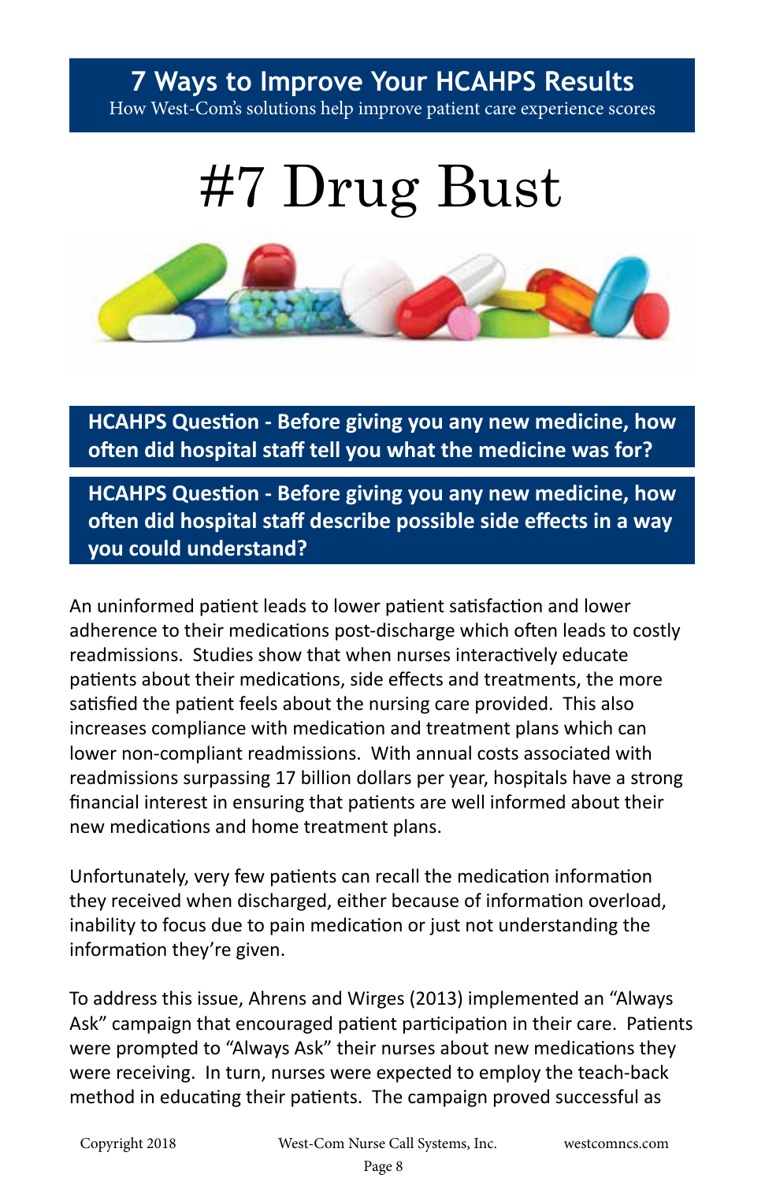**7 Ways to Improve Your HCAHPS Results**

How West-Com's solutions help improve patient care experience scores

# #7 Drug Bust

**HCAHPS Question - Before giving you any new medicine, how often did hospital staff tell you what the medicine was for?**

**HCAHPS Question - Before giving you any new medicine, how often did hospital staff describe possible side effects in a way you could understand?**

An uninformed patient leads to lower patient satisfaction and lower adherence to their medications post-discharge which often leads to costly readmissions. Studies show that when nurses interactively educate patients about their medications, side effects and treatments, the more satisfied the patient feels about the nursing care provided. This also increases compliance with medication and treatment plans which can lower non-compliant readmissions. With annual costs associated with readmissions surpassing 17 billion dollars per year, hospitals have a strong financial interest in ensuring that patients are well informed about their new medications and home treatment plans.

Unfortunately, very few patients can recall the medication information they received when discharged, either because of information overload, inability to focus due to pain medication or just not understanding the information they're given.

To address this issue, Ahrens and Wirges (2013) implemented an "Always Ask" campaign that encouraged patient participation in their care. Patients were prompted to "Always Ask" their nurses about new medications they were receiving. In turn, nurses were expected to employ the teach-back method in educating their patients. The campaign proved successful as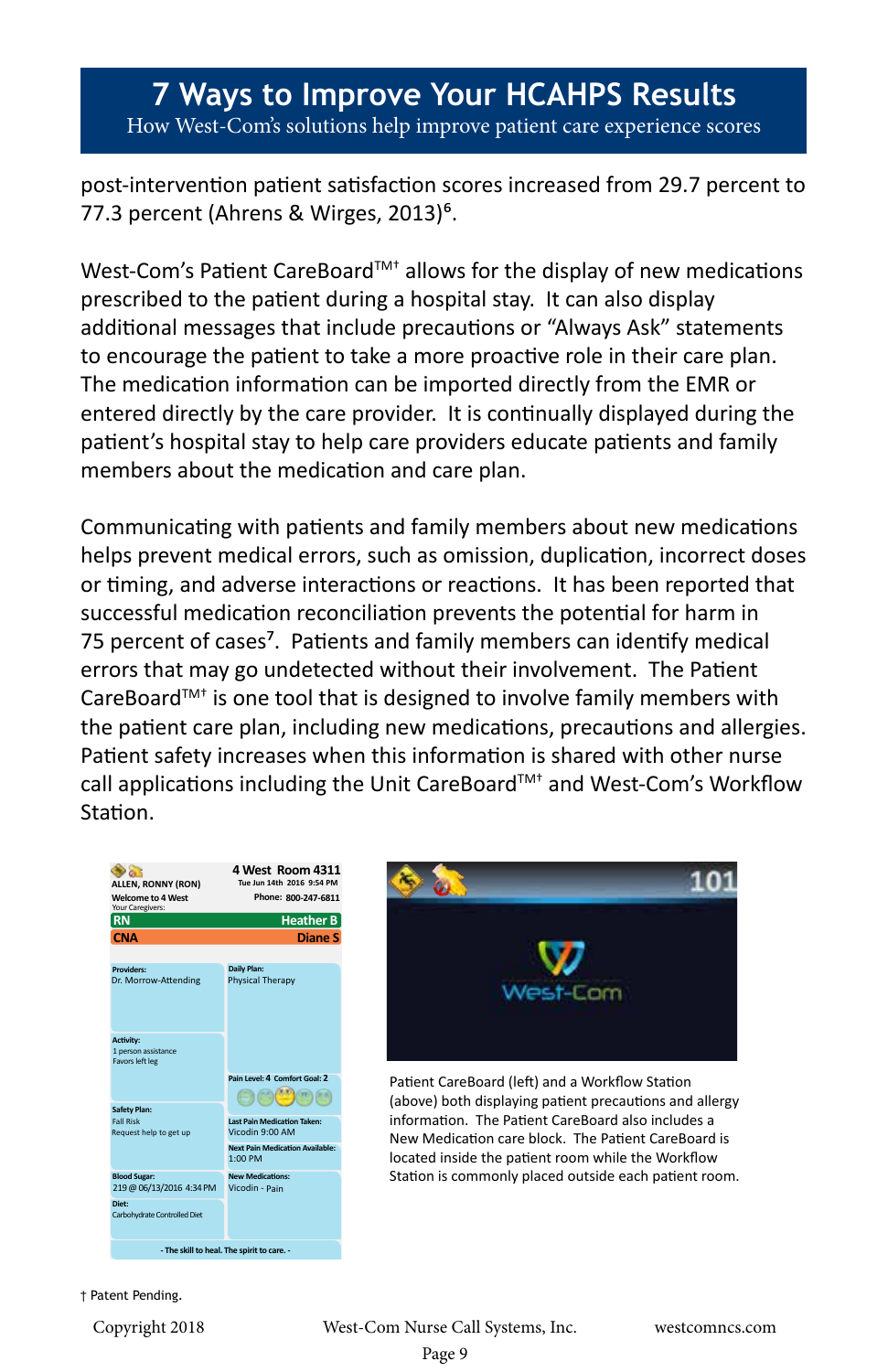post-intervention patient satisfaction scores increased from 29.7 percent to 77.3 percent (Ahrens & Wirges, 2013)[6].

West-Com's Patient CareBoard[TM†] allows for the display of new medications prescribed to the patient during a hospital stay. It can also display additional messages that include precautions or "Always Ask" statements to encourage the patient to take a more proactive role in their care plan. The medication information can be imported directly from the EMR or entered directly by the care provider. It is continually displayed during the patient's hospital stay to help care providers educate patients and family members about the medication and care plan.

Communicating with patients and family members about new medications helps prevent medical errors, such as omission, duplication, incorrect doses or timing, and adverse interactions or reactions. It has been reported that successful medication reconciliation prevents the potential for harm in 75 percent of cases[7]. Patients and family members can identify medical errors that may go undetected without their involvement. The Patient CareBoard[TM†] is one tool that is designed to involve family members with the patient care plan, including new medications, precautions and allergies. Patient safety increases when this information is shared with other nurse call applications including the Unit CareBoard[TM†] and West-Com's Workflow Station.

Patient CareBoard (left) and a Workflow Station (above) both displaying patient precautions and allergy information. The Patient CareBoard also includes a New Medication care block. The Patient CareBoard is located inside the patient room while the Workflow Station is commonly placed outside each patient room.

† Patent Pending.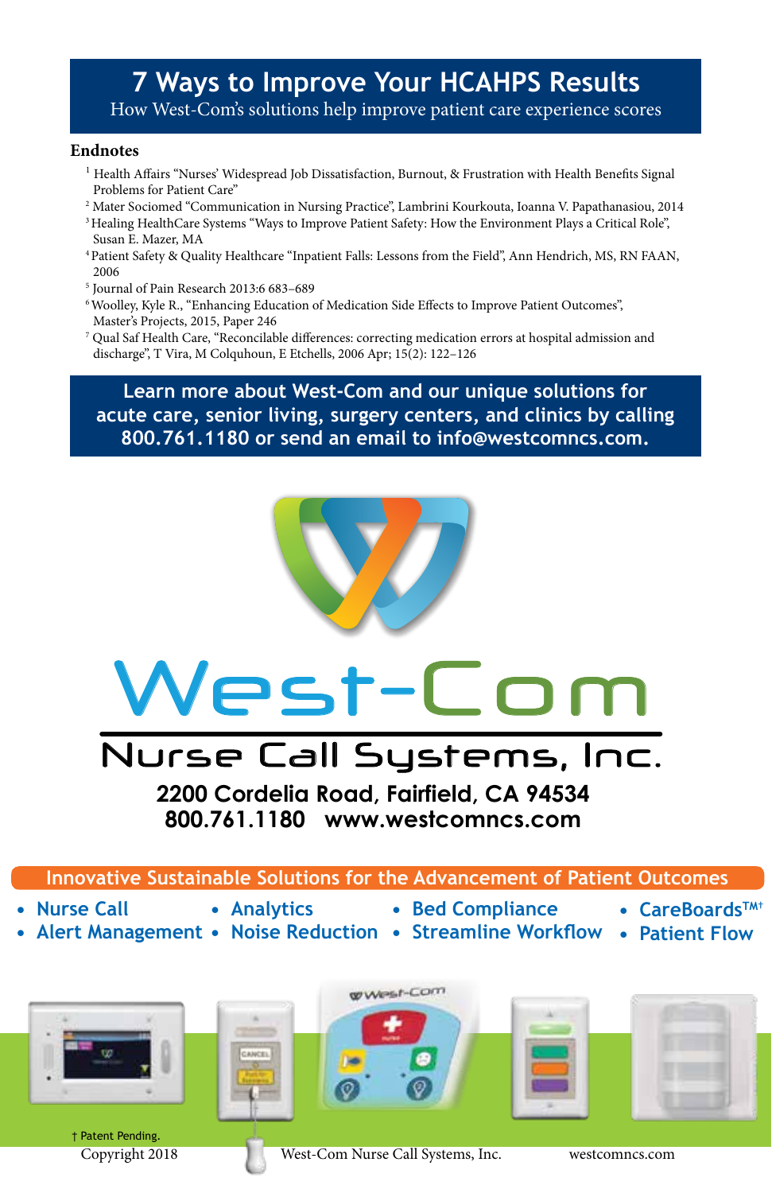# 7 Ways to Improve Your HCAHPS Results

How West-Com's solutions help improve patient care experience scores

## Endnotes

[1] Health Affairs "Nurses' Widespread Job Dissatisfaction, Burnout, & Frustration with Health Benefits Signal Problems for Patient Care"

[2] Mater Sociomed "Communication in Nursing Practice", Lambrini Kourkouta, Ioanna V. Papathanasiou, 2014

[3] Healing HealthCare Systems "Ways to Improve Patient Safety: How the Environment Plays a Critical Role", Susan E. Mazer, MA

[4] Patient Safety & Quality Healthcare "Inpatient Falls: Lessons from the Field", Ann Hendrich, MS, RN FAAN, 2006

[5] Journal of Pain Research 2013:6 683–689

[6] Woolley, Kyle R., "Enhancing Education of Medication Side Effects to Improve Patient Outcomes", Master's Projects, 2015, Paper 246

[7] Qual Saf Health Care, "Reconcilable differences: correcting medication errors at hospital admission and discharge", T Vira, M Colquhoun, E Etchells, 2006 Apr; 15(2): 122–126

**Learn more about West-Com and our unique solutions for acute care, senior living, surgery centers, and clinics by calling 800.761.1180 or send an email to info@westcomncs.com.**

West-Com

Nurse Call Systems, Inc.

**2200 Cordelia Road, Fairfield, CA 94534**
**800.761.1180 www.westcomncs.com**

**Innovative Sustainable Solutions for the Advancement of Patient Outcomes**

- Nurse Call
- Alert Management
- Analytics
- Noise Reduction
- Bed Compliance
- Streamline Workflow
- CareBoards™†
- Patient Flow

† Patent Pending.

Copyright 2018 West-Com Nurse Call Systems, Inc. westcomncs.com